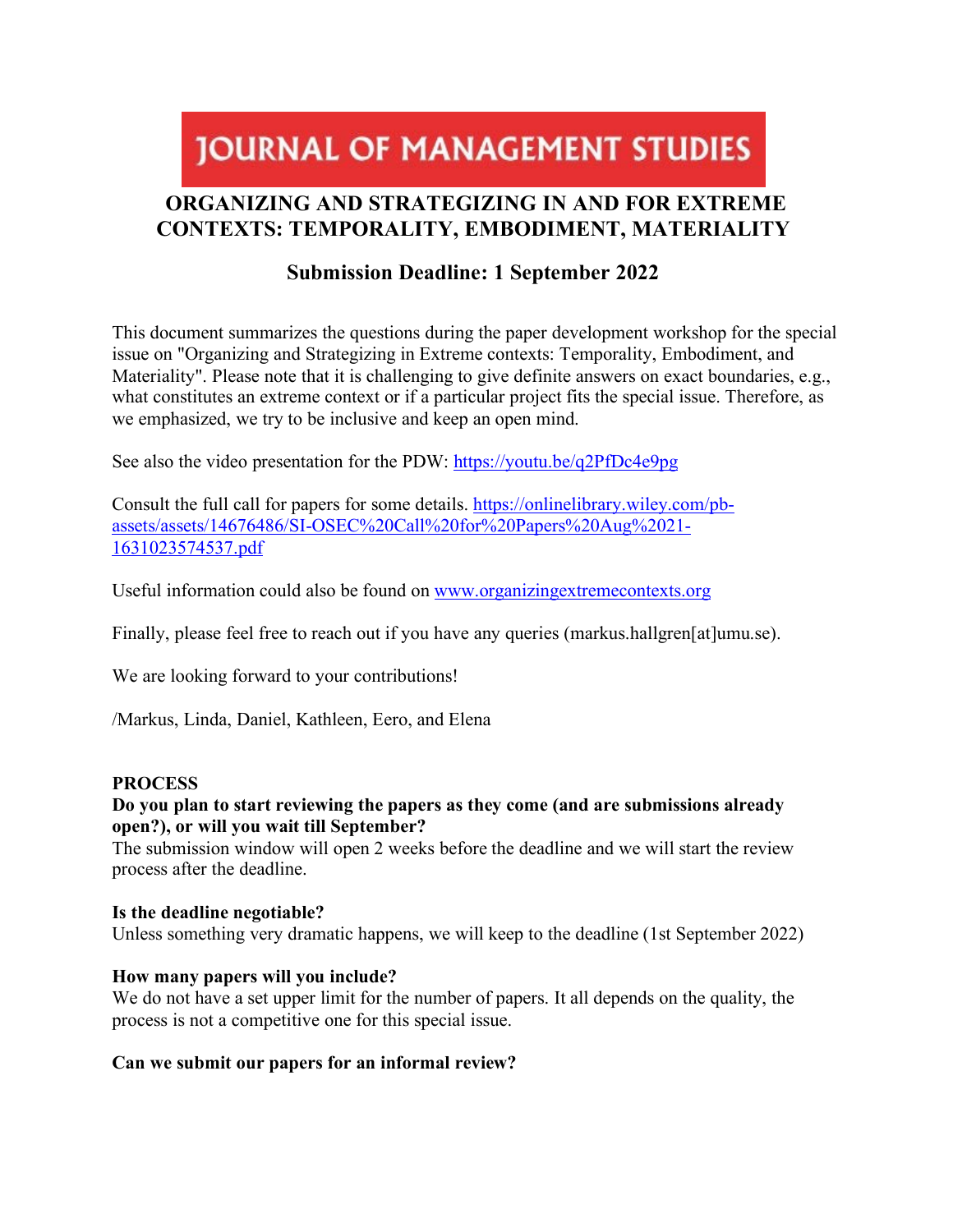# JOURNAL OF MANAGEMENT STUDIES

## ORGANIZING AND STRATEGIZING IN AND FOR EXTREME CONTEXTS: TEMPORALITY, EMBODIMENT, MATERIALITY

### Submission Deadline: 1 September 2022

This document summarizes the questions during the paper development workshop for the special issue on "Organizing and Strategizing in Extreme contexts: Temporality, Embodiment, and Materiality". Please note that it is challenging to give definite answers on exact boundaries, e.g., what constitutes an extreme context or if a particular project fits the special issue. Therefore, as we emphasized, we try to be inclusive and keep an open mind.

See also the video presentation for the PDW: https://youtu.be/q2PfDc4e9pg

Consult the full call for papers for some details. https://onlinelibrary.wiley.com/pb-assets/assets/14676486/SI-OSEC%20Call%20for%20Papers%20Aug%2021-1631023574537.pdf

Useful information could also be found on www.organizingextremecontexts.org

Finally, please feel free to reach out if you have any queries (markus.hallgren[at]umu.se).

We are looking forward to your contributions!

/Markus, Linda, Daniel, Kathleen, Eero, and Elena

**PROCESS**

**Do you plan to start reviewing the papers as they come (and are submissions already open?), or will you wait till September?**

The submission window will open 2 weeks before the deadline and we will start the review process after the deadline.

**Is the deadline negotiable?**

Unless something very dramatic happens, we will keep to the deadline (1st September 2022)

**How many papers will you include?**

We do not have a set upper limit for the number of papers. It all depends on the quality, the process is not a competitive one for this special issue.

**Can we submit our papers for an informal review?**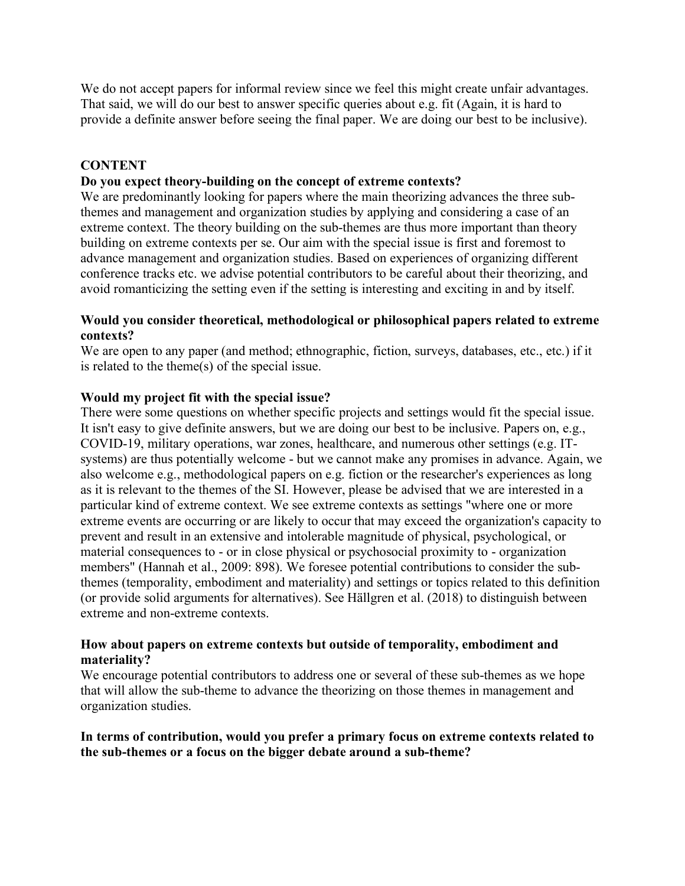We do not accept papers for informal review since we feel this might create unfair advantages. That said, we will do our best to answer specific queries about e.g. fit (Again, it is hard to provide a definite answer before seeing the final paper. We are doing our best to be inclusive).

## CONTENT

### Do you expect theory-building on the concept of extreme contexts?

We are predominantly looking for papers where the main theorizing advances the three sub-themes and management and organization studies by applying and considering a case of an extreme context. The theory building on the sub-themes are thus more important than theory building on extreme contexts per se. Our aim with the special issue is first and foremost to advance management and organization studies. Based on experiences of organizing different conference tracks etc. we advise potential contributors to be careful about their theorizing, and avoid romanticizing the setting even if the setting is interesting and exciting in and by itself.

### Would you consider theoretical, methodological or philosophical papers related to extreme contexts?

We are open to any paper (and method; ethnographic, fiction, surveys, databases, etc., etc.) if it is related to the theme(s) of the special issue.

### Would my project fit with the special issue?

There were some questions on whether specific projects and settings would fit the special issue. It isn't easy to give definite answers, but we are doing our best to be inclusive. Papers on, e.g., COVID-19, military operations, war zones, healthcare, and numerous other settings (e.g. IT-systems) are thus potentially welcome - but we cannot make any promises in advance. Again, we also welcome e.g., methodological papers on e.g. fiction or the researcher's experiences as long as it is relevant to the themes of the SI. However, please be advised that we are interested in a particular kind of extreme context. We see extreme contexts as settings "where one or more extreme events are occurring or are likely to occur that may exceed the organization's capacity to prevent and result in an extensive and intolerable magnitude of physical, psychological, or material consequences to - or in close physical or psychosocial proximity to - organization members" (Hannah et al., 2009: 898). We foresee potential contributions to consider the sub-themes (temporality, embodiment and materiality) and settings or topics related to this definition (or provide solid arguments for alternatives). See Hällgren et al. (2018) to distinguish between extreme and non-extreme contexts.

### How about papers on extreme contexts but outside of temporality, embodiment and materiality?

We encourage potential contributors to address one or several of these sub-themes as we hope that will allow the sub-theme to advance the theorizing on those themes in management and organization studies.

### In terms of contribution, would you prefer a primary focus on extreme contexts related to the sub-themes or a focus on the bigger debate around a sub-theme?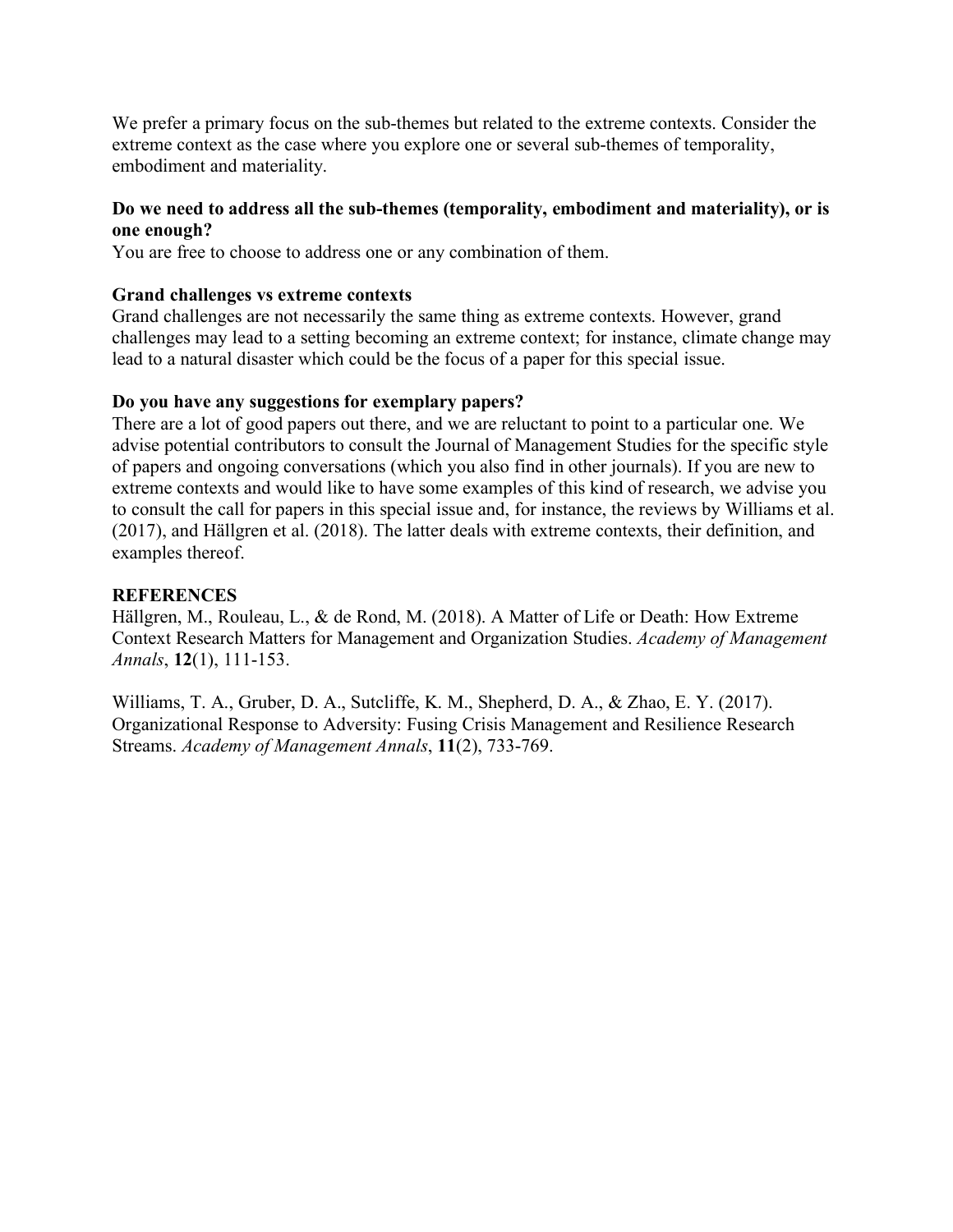We prefer a primary focus on the sub-themes but related to the extreme contexts. Consider the extreme context as the case where you explore one or several sub-themes of temporality, embodiment and materiality.

**Do we need to address all the sub-themes (temporality, embodiment and materiality), or is one enough?**
You are free to choose to address one or any combination of them.

**Grand challenges vs extreme contexts**
Grand challenges are not necessarily the same thing as extreme contexts. However, grand challenges may lead to a setting becoming an extreme context; for instance, climate change may lead to a natural disaster which could be the focus of a paper for this special issue.

**Do you have any suggestions for exemplary papers?**
There are a lot of good papers out there, and we are reluctant to point to a particular one. We advise potential contributors to consult the Journal of Management Studies for the specific style of papers and ongoing conversations (which you also find in other journals). If you are new to extreme contexts and would like to have some examples of this kind of research, we advise you to consult the call for papers in this special issue and, for instance, the reviews by Williams et al. (2017), and Hällgren et al. (2018). The latter deals with extreme contexts, their definition, and examples thereof.

**REFERENCES**

Hällgren, M., Rouleau, L., & de Rond, M. (2018). A Matter of Life or Death: How Extreme Context Research Matters for Management and Organization Studies. *Academy of Management Annals*, **12**(1), 111-153.

Williams, T. A., Gruber, D. A., Sutcliffe, K. M., Shepherd, D. A., & Zhao, E. Y. (2017). Organizational Response to Adversity: Fusing Crisis Management and Resilience Research Streams. *Academy of Management Annals*, **11**(2), 733-769.